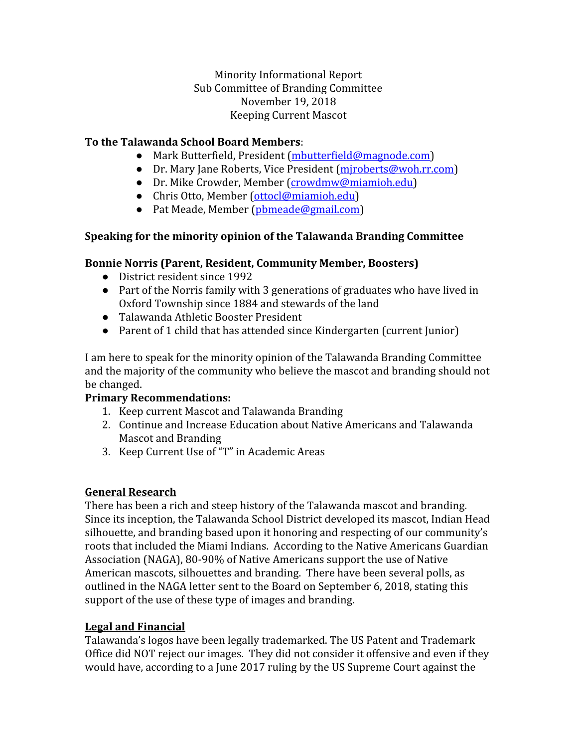Minority Informational Report
Sub Committee of Branding Committee
November 19, 2018
Keeping Current Mascot

**To the Talawanda School Board Members**:

- Mark Butterfield, President (mbutterfield@magnode.com)
- Dr. Mary Jane Roberts, Vice President (mjroberts@woh.rr.com)
- Dr. Mike Crowder, Member (crowdmw@miamioh.edu)
- Chris Otto, Member (ottocl@miamioh.edu)
- Pat Meade, Member (pbmeade@gmail.com)

**Speaking for the minority opinion of the Talawanda Branding Committee**

**Bonnie Norris (Parent, Resident, Community Member, Boosters)**

- District resident since 1992
- Part of the Norris family with 3 generations of graduates who have lived in Oxford Township since 1884 and stewards of the land
- Talawanda Athletic Booster President
- Parent of 1 child that has attended since Kindergarten (current Junior)

I am here to speak for the minority opinion of the Talawanda Branding Committee and the majority of the community who believe the mascot and branding should not be changed.

**Primary Recommendations:**

1. Keep current Mascot and Talawanda Branding
2. Continue and Increase Education about Native Americans and Talawanda Mascot and Branding
3. Keep Current Use of "T" in Academic Areas

**<u>General Research</u>**

There has been a rich and steep history of the Talawanda mascot and branding. Since its inception, the Talawanda School District developed its mascot, Indian Head silhouette, and branding based upon it honoring and respecting of our community's roots that included the Miami Indians. According to the Native Americans Guardian Association (NAGA), 80-90% of Native Americans support the use of Native American mascots, silhouettes and branding. There have been several polls, as outlined in the NAGA letter sent to the Board on September 6, 2018, stating this support of the use of these type of images and branding.

**<u>Legal and Financial</u>**

Talawanda's logos have been legally trademarked. The US Patent and Trademark Office did NOT reject our images. They did not consider it offensive and even if they would have, according to a June 2017 ruling by the US Supreme Court against the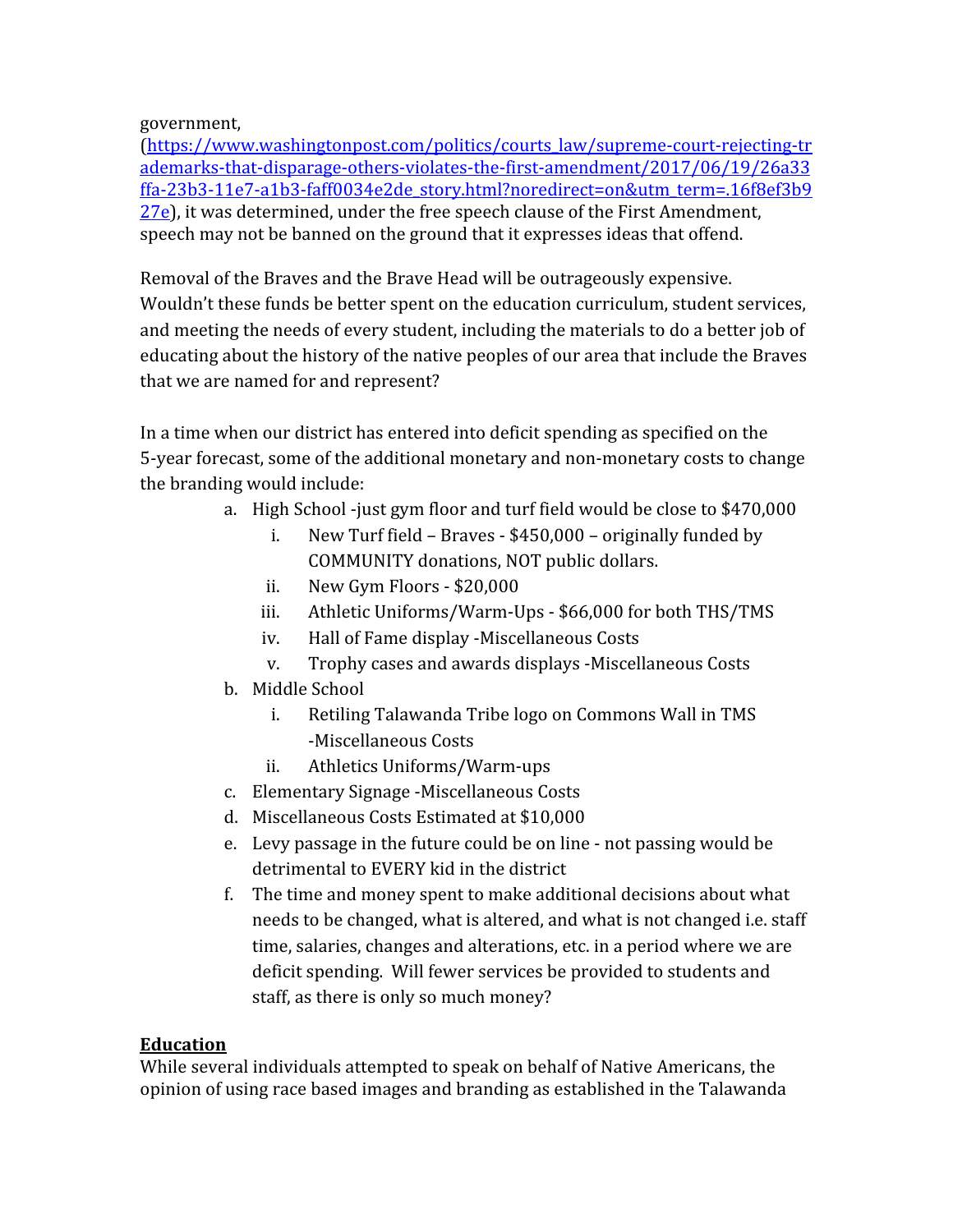government, ([https://www.washingtonpost.com/politics/courts_law/supreme-court-rejecting-trademarks-that-disparage-others-violates-the-first-amendment/2017/06/19/26a33ffa-23b3-11e7-a1b3-faff0034e2de_story.html?noredirect=on&utm_term=.16f8ef3b927e](https://www.washingtonpost.com/politics/courts_law/supreme-court-rejecting-trademarks-that-disparage-others-violates-the-first-amendment/2017/06/19/26a33ffa-23b3-11e7-a1b3-faff0034e2de_story.html?noredirect=on&utm_term=.16f8ef3b927e)), it was determined, under the free speech clause of the First Amendment, speech may not be banned on the ground that it expresses ideas that offend.

Removal of the Braves and the Brave Head will be outrageously expensive. Wouldn't these funds be better spent on the education curriculum, student services, and meeting the needs of every student, including the materials to do a better job of educating about the history of the native peoples of our area that include the Braves that we are named for and represent?

In a time when our district has entered into deficit spending as specified on the 5-year forecast, some of the additional monetary and non-monetary costs to change the branding would include:

a. High School -just gym floor and turf field would be close to $470,000
    i. New Turf field – Braves - $450,000 – originally funded by COMMUNITY donations, NOT public dollars.
    ii. New Gym Floors - $20,000
    iii. Athletic Uniforms/Warm-Ups - $66,000 for both THS/TMS
    iv. Hall of Fame display -Miscellaneous Costs
    v. Trophy cases and awards displays -Miscellaneous Costs
b. Middle School
    i. Retiling Talawanda Tribe logo on Commons Wall in TMS -Miscellaneous Costs
    ii. Athletics Uniforms/Warm-ups
c. Elementary Signage -Miscellaneous Costs
d. Miscellaneous Costs Estimated at $10,000
e. Levy passage in the future could be on line - not passing would be detrimental to EVERY kid in the district
f. The time and money spent to make additional decisions about what needs to be changed, what is altered, and what is not changed i.e. staff time, salaries, changes and alterations, etc. in a period where we are deficit spending. Will fewer services be provided to students and staff, as there is only so much money?

## **Education**

While several individuals attempted to speak on behalf of Native Americans, the opinion of using race based images and branding as established in the Talawanda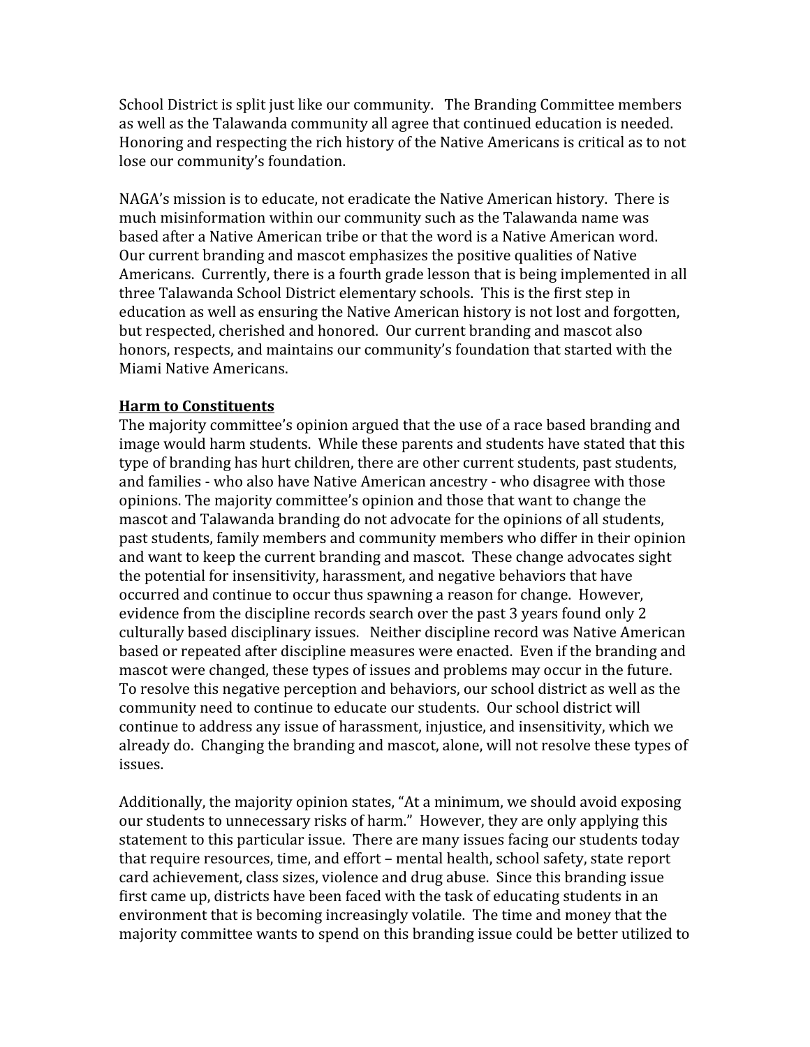School District is split just like our community. The Branding Committee members as well as the Talawanda community all agree that continued education is needed. Honoring and respecting the rich history of the Native Americans is critical as to not lose our community's foundation.

NAGA's mission is to educate, not eradicate the Native American history. There is much misinformation within our community such as the Talawanda name was based after a Native American tribe or that the word is a Native American word. Our current branding and mascot emphasizes the positive qualities of Native Americans. Currently, there is a fourth grade lesson that is being implemented in all three Talawanda School District elementary schools. This is the first step in education as well as ensuring the Native American history is not lost and forgotten, but respected, cherished and honored. Our current branding and mascot also honors, respects, and maintains our community's foundation that started with the Miami Native Americans.

**Harm to Constituents**

The majority committee's opinion argued that the use of a race based branding and image would harm students. While these parents and students have stated that this type of branding has hurt children, there are other current students, past students, and families - who also have Native American ancestry - who disagree with those opinions. The majority committee's opinion and those that want to change the mascot and Talawanda branding do not advocate for the opinions of all students, past students, family members and community members who differ in their opinion and want to keep the current branding and mascot. These change advocates sight the potential for insensitivity, harassment, and negative behaviors that have occurred and continue to occur thus spawning a reason for change. However, evidence from the discipline records search over the past 3 years found only 2 culturally based disciplinary issues. Neither discipline record was Native American based or repeated after discipline measures were enacted. Even if the branding and mascot were changed, these types of issues and problems may occur in the future. To resolve this negative perception and behaviors, our school district as well as the community need to continue to educate our students. Our school district will continue to address any issue of harassment, injustice, and insensitivity, which we already do. Changing the branding and mascot, alone, will not resolve these types of issues.

Additionally, the majority opinion states, "At a minimum, we should avoid exposing our students to unnecessary risks of harm." However, they are only applying this statement to this particular issue. There are many issues facing our students today that require resources, time, and effort – mental health, school safety, state report card achievement, class sizes, violence and drug abuse. Since this branding issue first came up, districts have been faced with the task of educating students in an environment that is becoming increasingly volatile. The time and money that the majority committee wants to spend on this branding issue could be better utilized to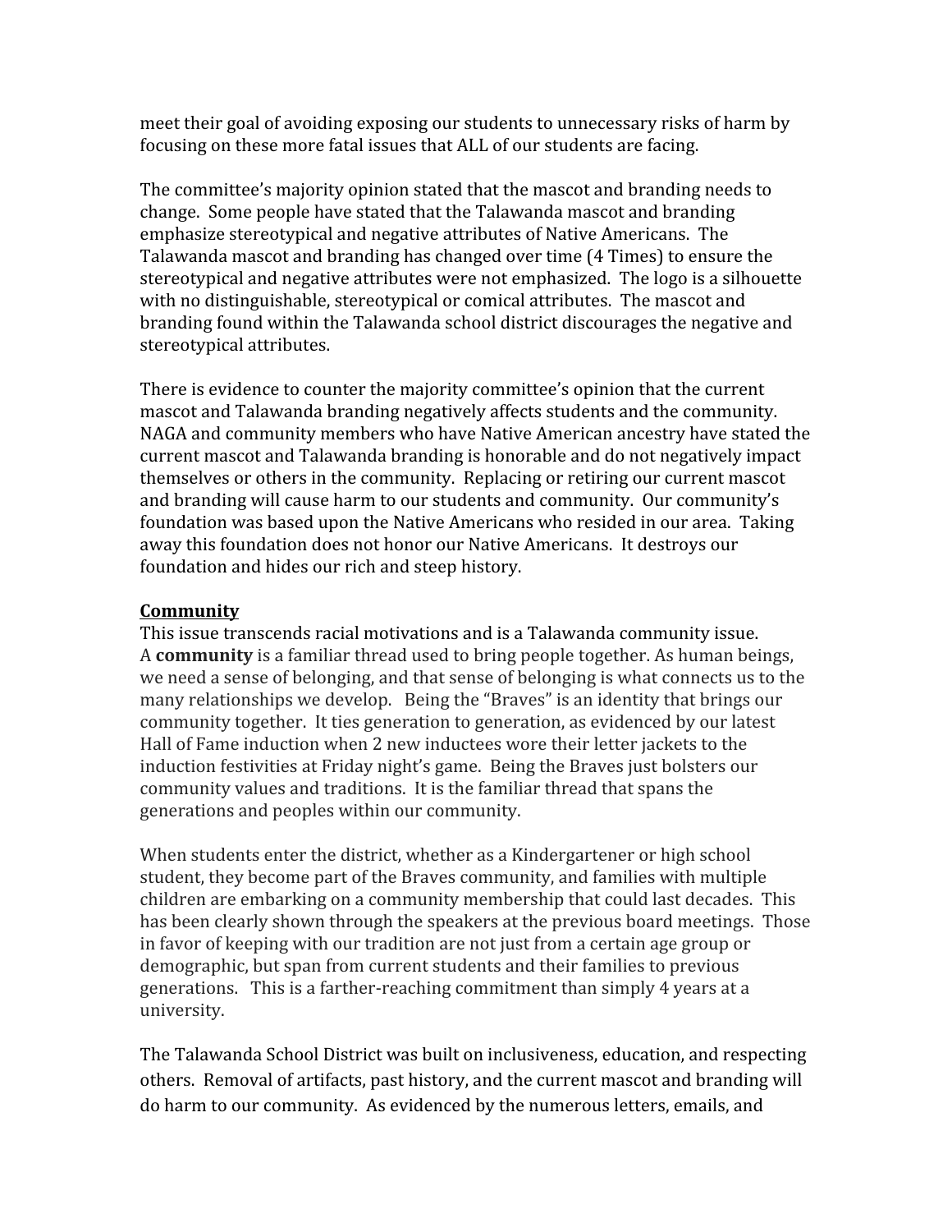meet their goal of avoiding exposing our students to unnecessary risks of harm by focusing on these more fatal issues that ALL of our students are facing.

The committee's majority opinion stated that the mascot and branding needs to change. Some people have stated that the Talawanda mascot and branding emphasize stereotypical and negative attributes of Native Americans. The Talawanda mascot and branding has changed over time (4 Times) to ensure the stereotypical and negative attributes were not emphasized. The logo is a silhouette with no distinguishable, stereotypical or comical attributes. The mascot and branding found within the Talawanda school district discourages the negative and stereotypical attributes.

There is evidence to counter the majority committee's opinion that the current mascot and Talawanda branding negatively affects students and the community. NAGA and community members who have Native American ancestry have stated the current mascot and Talawanda branding is honorable and do not negatively impact themselves or others in the community. Replacing or retiring our current mascot and branding will cause harm to our students and community. Our community's foundation was based upon the Native Americans who resided in our area. Taking away this foundation does not honor our Native Americans. It destroys our foundation and hides our rich and steep history.

**Community**

This issue transcends racial motivations and is a Talawanda community issue. A **community** is a familiar thread used to bring people together. As human beings, we need a sense of belonging, and that sense of belonging is what connects us to the many relationships we develop. Being the "Braves" is an identity that brings our community together. It ties generation to generation, as evidenced by our latest Hall of Fame induction when 2 new inductees wore their letter jackets to the induction festivities at Friday night's game. Being the Braves just bolsters our community values and traditions. It is the familiar thread that spans the generations and peoples within our community.

When students enter the district, whether as a Kindergartener or high school student, they become part of the Braves community, and families with multiple children are embarking on a community membership that could last decades. This has been clearly shown through the speakers at the previous board meetings. Those in favor of keeping with our tradition are not just from a certain age group or demographic, but span from current students and their families to previous generations. This is a farther-reaching commitment than simply 4 years at a university.

The Talawanda School District was built on inclusiveness, education, and respecting others. Removal of artifacts, past history, and the current mascot and branding will do harm to our community. As evidenced by the numerous letters, emails, and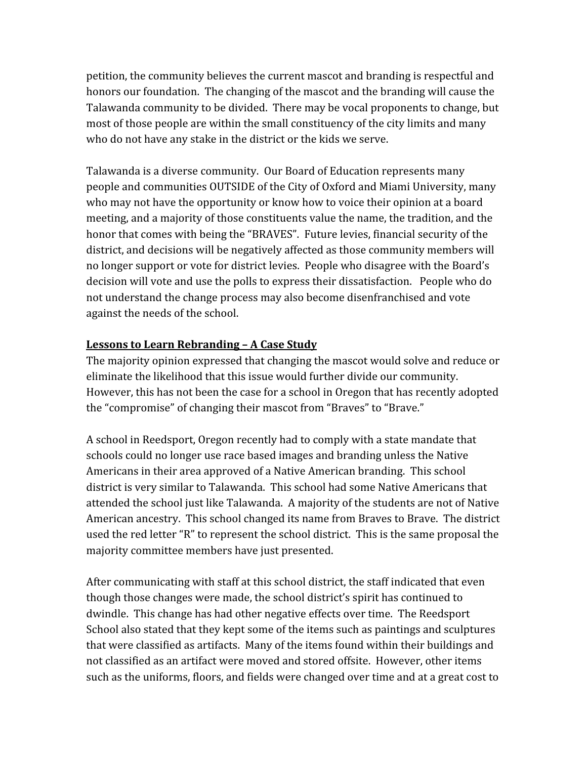petition, the community believes the current mascot and branding is respectful and honors our foundation. The changing of the mascot and the branding will cause the Talawanda community to be divided. There may be vocal proponents to change, but most of those people are within the small constituency of the city limits and many who do not have any stake in the district or the kids we serve.

Talawanda is a diverse community. Our Board of Education represents many people and communities OUTSIDE of the City of Oxford and Miami University, many who may not have the opportunity or know how to voice their opinion at a board meeting, and a majority of those constituents value the name, the tradition, and the honor that comes with being the "BRAVES". Future levies, financial security of the district, and decisions will be negatively affected as those community members will no longer support or vote for district levies. People who disagree with the Board's decision will vote and use the polls to express their dissatisfaction. People who do not understand the change process may also become disenfranchised and vote against the needs of the school.

**Lessons to Learn Rebranding – A Case Study**

The majority opinion expressed that changing the mascot would solve and reduce or eliminate the likelihood that this issue would further divide our community. However, this has not been the case for a school in Oregon that has recently adopted the "compromise" of changing their mascot from "Braves" to "Brave."

A school in Reedsport, Oregon recently had to comply with a state mandate that schools could no longer use race based images and branding unless the Native Americans in their area approved of a Native American branding. This school district is very similar to Talawanda. This school had some Native Americans that attended the school just like Talawanda. A majority of the students are not of Native American ancestry. This school changed its name from Braves to Brave. The district used the red letter "R" to represent the school district. This is the same proposal the majority committee members have just presented.

After communicating with staff at this school district, the staff indicated that even though those changes were made, the school district's spirit has continued to dwindle. This change has had other negative effects over time. The Reedsport School also stated that they kept some of the items such as paintings and sculptures that were classified as artifacts. Many of the items found within their buildings and not classified as an artifact were moved and stored offsite. However, other items such as the uniforms, floors, and fields were changed over time and at a great cost to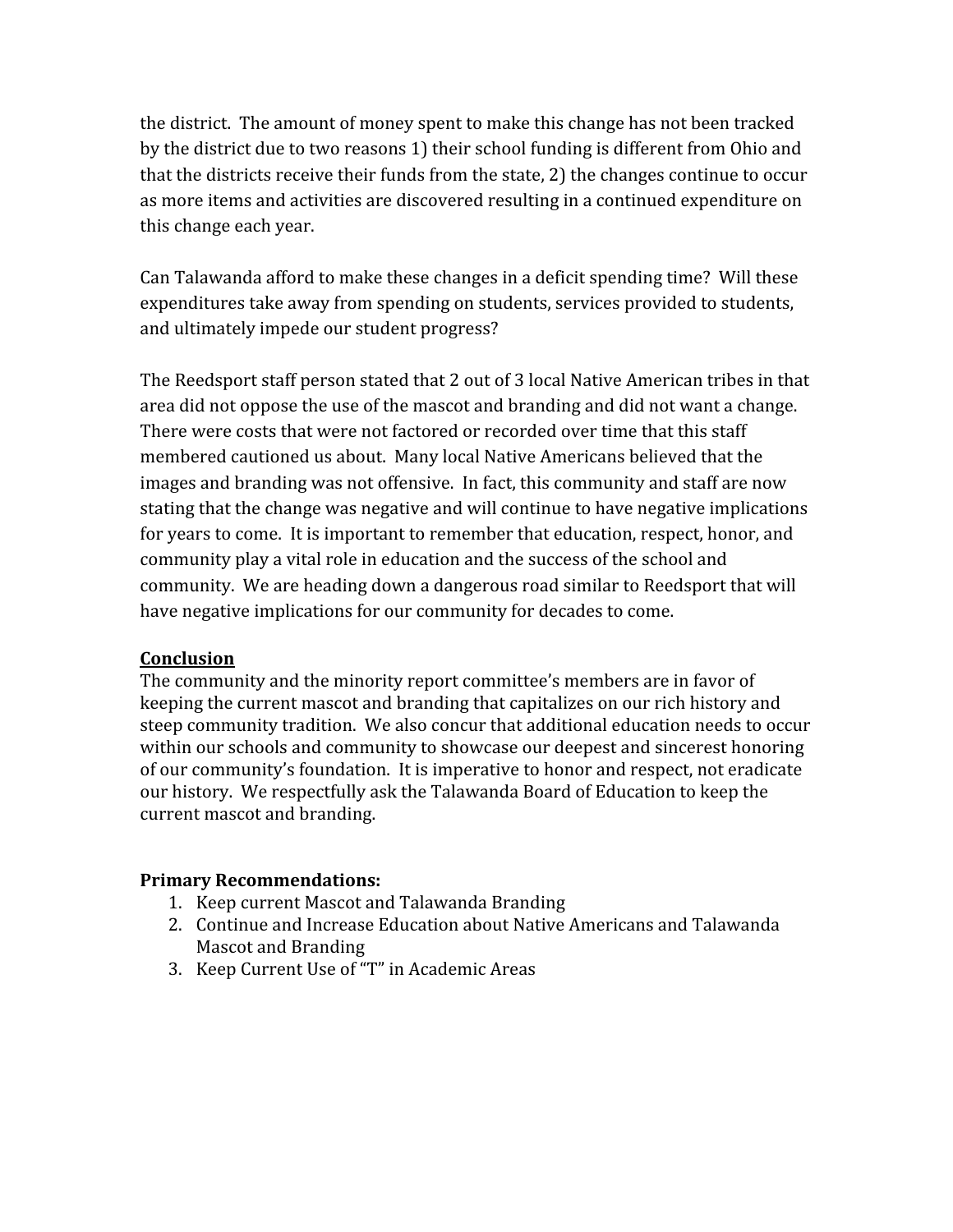the district. The amount of money spent to make this change has not been tracked by the district due to two reasons 1) their school funding is different from Ohio and that the districts receive their funds from the state, 2) the changes continue to occur as more items and activities are discovered resulting in a continued expenditure on this change each year.

Can Talawanda afford to make these changes in a deficit spending time? Will these expenditures take away from spending on students, services provided to students, and ultimately impede our student progress?

The Reedsport staff person stated that 2 out of 3 local Native American tribes in that area did not oppose the use of the mascot and branding and did not want a change. There were costs that were not factored or recorded over time that this staff membered cautioned us about. Many local Native Americans believed that the images and branding was not offensive. In fact, this community and staff are now stating that the change was negative and will continue to have negative implications for years to come. It is important to remember that education, respect, honor, and community play a vital role in education and the success of the school and community. We are heading down a dangerous road similar to Reedsport that will have negative implications for our community for decades to come.

**<u>Conclusion</u>**

The community and the minority report committee's members are in favor of keeping the current mascot and branding that capitalizes on our rich history and steep community tradition. We also concur that additional education needs to occur within our schools and community to showcase our deepest and sincerest honoring of our community's foundation. It is imperative to honor and respect, not eradicate our history. We respectfully ask the Talawanda Board of Education to keep the current mascot and branding.

**Primary Recommendations:**

1. Keep current Mascot and Talawanda Branding
2. Continue and Increase Education about Native Americans and Talawanda Mascot and Branding
3. Keep Current Use of "T" in Academic Areas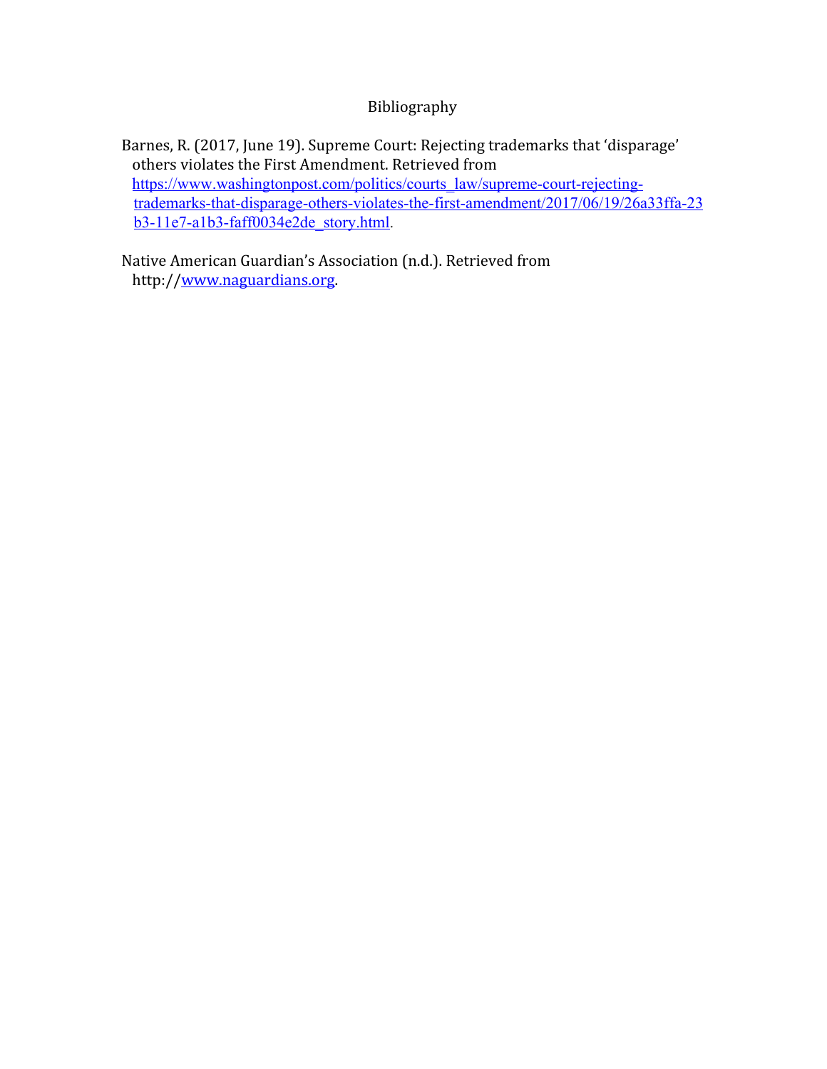# Bibliography

Barnes, R. (2017, June 19). Supreme Court: Rejecting trademarks that 'disparage' others violates the First Amendment. Retrieved from https://www.washingtonpost.com/politics/courts_law/supreme-court-rejecting-trademarks-that-disparage-others-violates-the-first-amendment/2017/06/19/26a33ffa-23b3-11e7-a1b3-faff0034e2de_story.html.

Native American Guardian's Association (n.d.). Retrieved from http://www.naguardians.org.